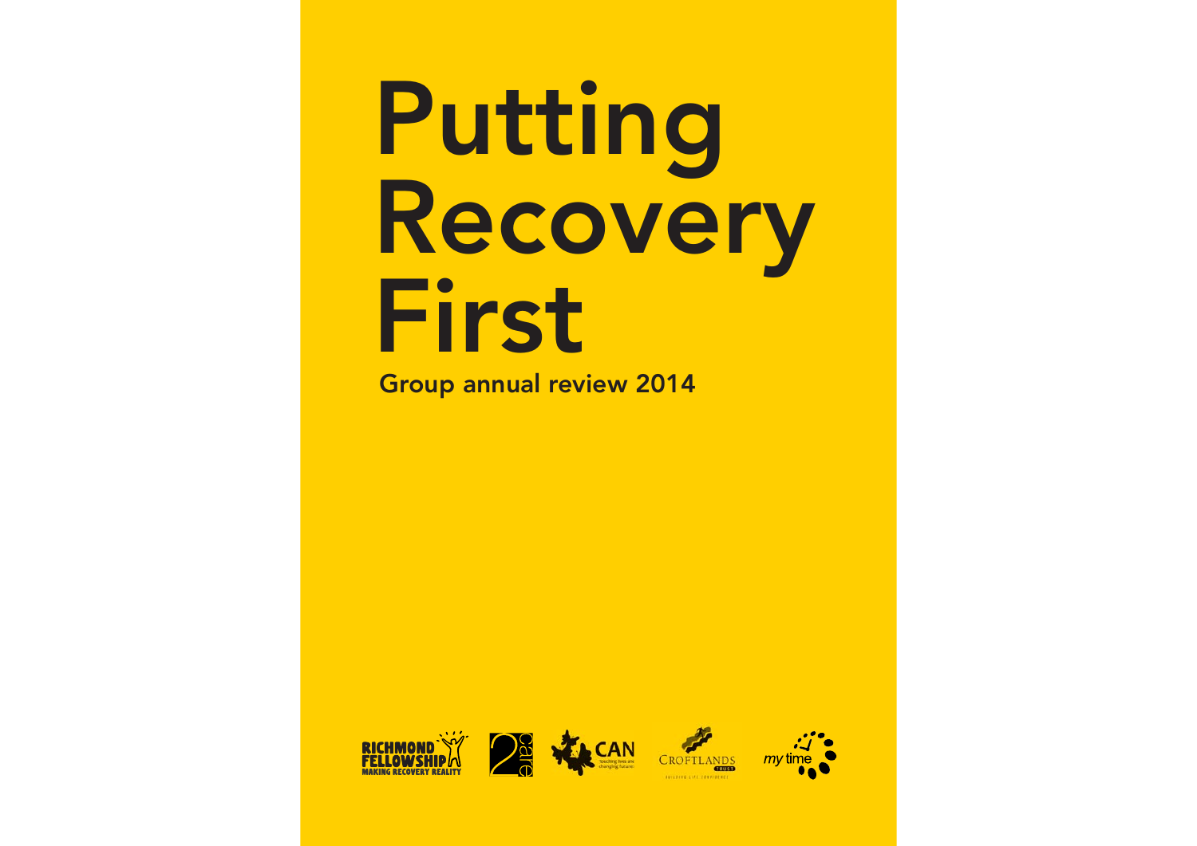# Putting Recovery First

## Group annual review 2014

RICHMOND FELLOWSHIP MAKING RECOVERY REALITY

2care

CAN touching lives and changing futures

CROFTLANDS TRUST BUILDING LIFE CONFIDENCE

my time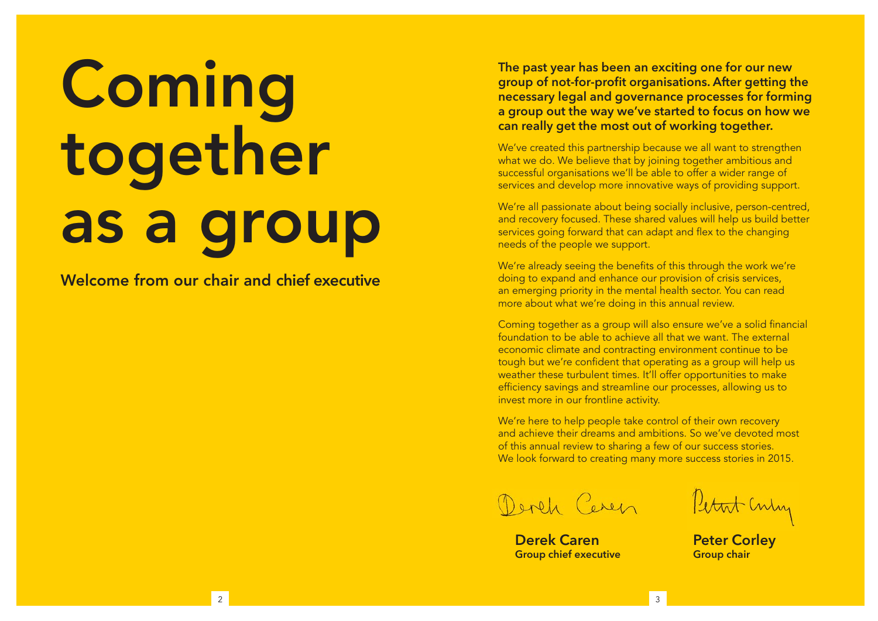# Coming together as a group

## Welcome from our chair and chief executive

**The past year has been an exciting one for our new group of not-for-profit organisations. After getting the necessary legal and governance processes for forming a group out the way we've started to focus on how we can really get the most out of working together.**

We've created this partnership because we all want to strengthen what we do. We believe that by joining together ambitious and successful organisations we'll be able to offer a wider range of services and develop more innovative ways of providing support.

We're all passionate about being socially inclusive, person-centred, and recovery focused. These shared values will help us build better services going forward that can adapt and flex to the changing needs of the people we support.

We're already seeing the benefits of this through the work we're doing to expand and enhance our provision of crisis services, an emerging priority in the mental health sector. You can read more about what we're doing in this annual review.

Coming together as a group will also ensure we've a solid financial foundation to be able to achieve all that we want. The external economic climate and contracting environment continue to be tough but we're confident that operating as a group will help us weather these turbulent times. It'll offer opportunities to make efficiency savings and streamline our processes, allowing us to invest more in our frontline activity.

We're here to help people take control of their own recovery and achieve their dreams and ambitions. So we've devoted most of this annual review to sharing a few of our success stories. We look forward to creating many more success stories in 2015.

**Derek Caren**
**Group chief executive**

**Peter Corley**
**Group chair**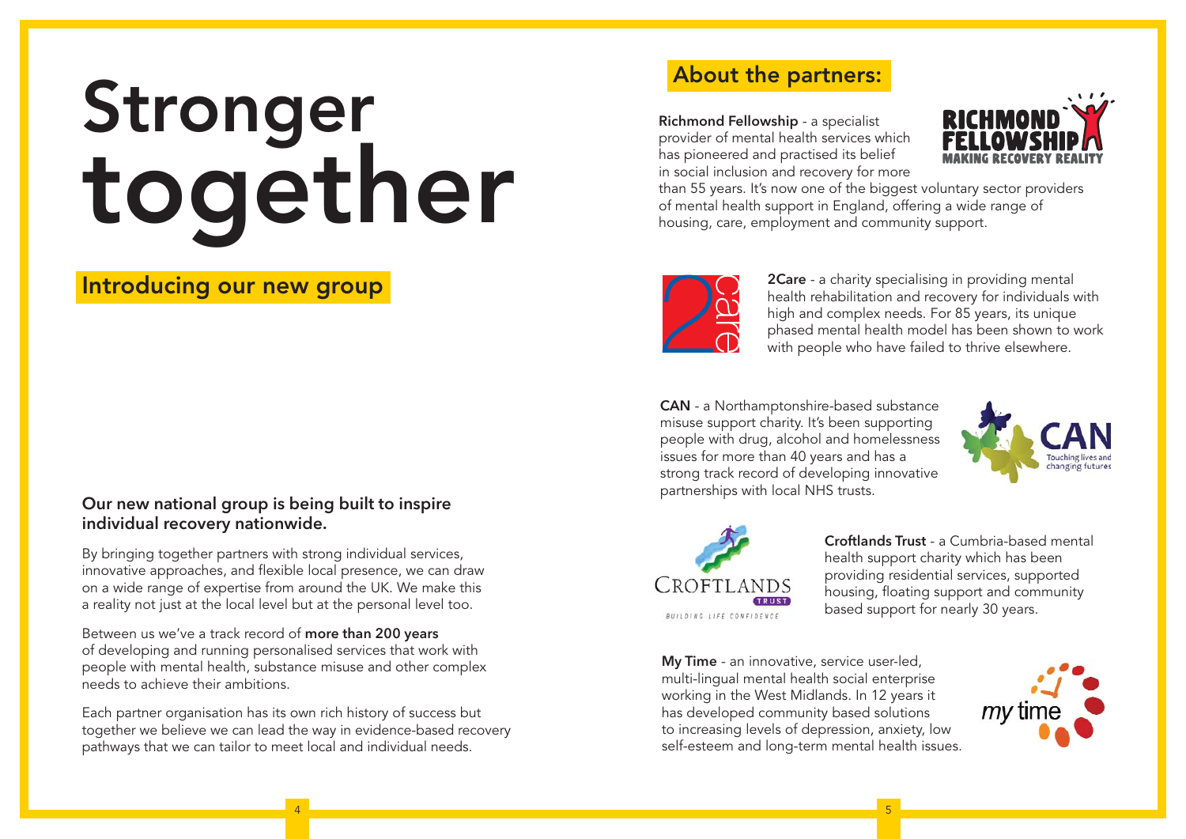# Stronger together

## Introducing our new group

### Our new national group is being built to inspire individual recovery nationwide.

By bringing together partners with strong individual services, innovative approaches, and flexible local presence, we can draw on a wide range of expertise from around the UK. We make this a reality not just at the local level but at the personal level too.

Between us we've a track record of **more than 200 years** of developing and running personalised services that work with people with mental health, substance misuse and other complex needs to achieve their ambitions.

Each partner organisation has its own rich history of success but together we believe we can lead the way in evidence-based recovery pathways that we can tailor to meet local and individual needs.

## About the partners:

**Richmond Fellowship** - a specialist provider of mental health services which has pioneered and practised its belief in social inclusion and recovery for more than 55 years. It's now one of the biggest voluntary sector providers of mental health support in England, offering a wide range of housing, care, employment and community support.

**2Care** - a charity specialising in providing mental health rehabilitation and recovery for individuals with high and complex needs. For 85 years, its unique phased mental health model has been shown to work with people who have failed to thrive elsewhere.

**CAN** - a Northamptonshire-based substance misuse support charity. It's been supporting people with drug, alcohol and homelessness issues for more than 40 years and has a strong track record of developing innovative partnerships with local NHS trusts.

**Croftlands Trust** - a Cumbria-based mental health support charity which has been providing residential services, supported housing, floating support and community based support for nearly 30 years.

**My Time** - an innovative, service user-led, multi-lingual mental health social enterprise working in the West Midlands. In 12 years it has developed community based solutions to increasing levels of depression, anxiety, low self-esteem and long-term mental health issues.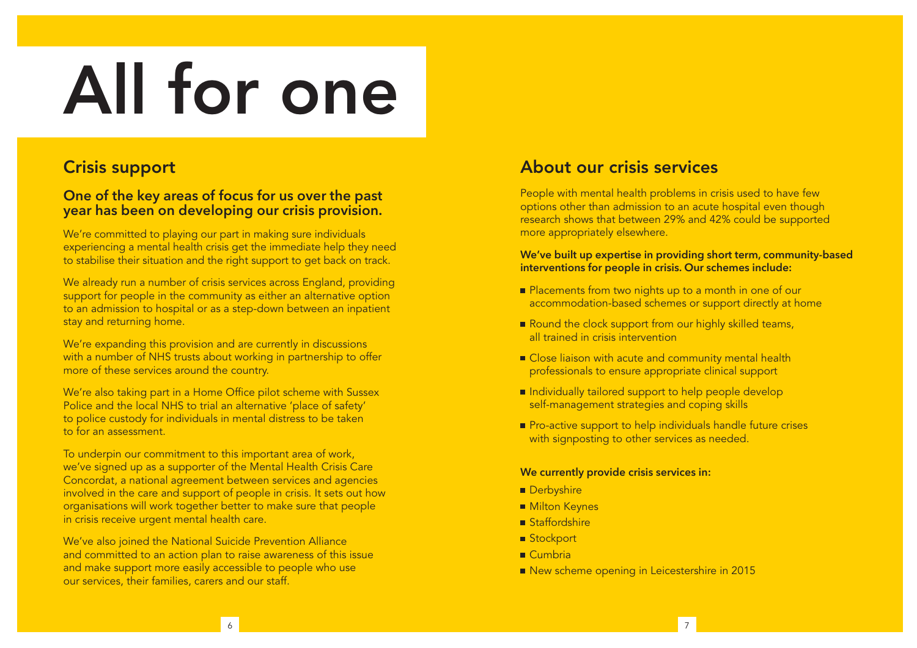# All for one

## Crisis support

### One of the key areas of focus for us over the past year has been on developing our crisis provision.

We're committed to playing our part in making sure individuals experiencing a mental health crisis get the immediate help they need to stabilise their situation and the right support to get back on track.

We already run a number of crisis services across England, providing support for people in the community as either an alternative option to an admission to hospital or as a step-down between an inpatient stay and returning home.

We're expanding this provision and are currently in discussions with a number of NHS trusts about working in partnership to offer more of these services around the country.

We're also taking part in a Home Office pilot scheme with Sussex Police and the local NHS to trial an alternative 'place of safety' to police custody for individuals in mental distress to be taken to for an assessment.

To underpin our commitment to this important area of work, we've signed up as a supporter of the Mental Health Crisis Care Concordat, a national agreement between services and agencies involved in the care and support of people in crisis. It sets out how organisations will work together better to make sure that people in crisis receive urgent mental health care.

We've also joined the National Suicide Prevention Alliance and committed to an action plan to raise awareness of this issue and make support more easily accessible to people who use our services, their families, carers and our staff.

## About our crisis services

People with mental health problems in crisis used to have few options other than admission to an acute hospital even though research shows that between 29% and 42% could be supported more appropriately elsewhere.

**We've built up expertise in providing short term, community-based interventions for people in crisis. Our schemes include:**

- Placements from two nights up to a month in one of our accommodation-based schemes or support directly at home
- Round the clock support from our highly skilled teams, all trained in crisis intervention
- Close liaison with acute and community mental health professionals to ensure appropriate clinical support
- Individually tailored support to help people develop self-management strategies and coping skills
- Pro-active support to help individuals handle future crises with signposting to other services as needed.

**We currently provide crisis services in:**

- Derbyshire
- Milton Keynes
- Staffordshire
- Stockport
- Cumbria
- New scheme opening in Leicestershire in 2015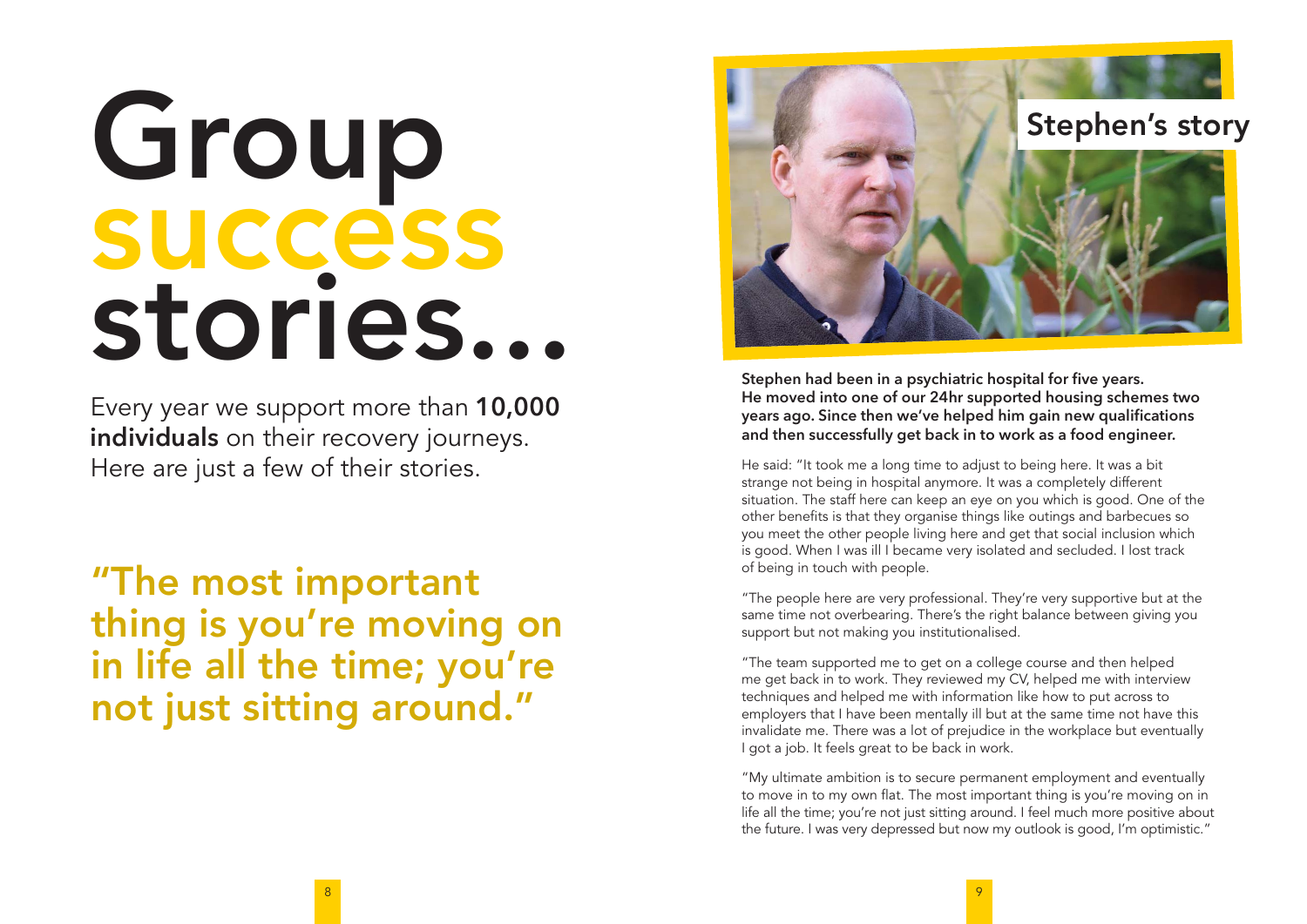# Group success stories...

Every year we support more than **10,000 individuals** on their recovery journeys. Here are just a few of their stories.

**"The most important thing is you're moving on in life all the time; you're not just sitting around."**

## Stephen's story

**Stephen had been in a psychiatric hospital for five years. He moved into one of our 24hr supported housing schemes two years ago. Since then we've helped him gain new qualifications and then successfully get back in to work as a food engineer.**

He said: "It took me a long time to adjust to being here. It was a bit strange not being in hospital anymore. It was a completely different situation. The staff here can keep an eye on you which is good. One of the other benefits is that they organise things like outings and barbecues so you meet the other people living here and get that social inclusion which is good. When I was ill I became very isolated and secluded. I lost track of being in touch with people.

"The people here are very professional. They're very supportive but at the same time not overbearing. There's the right balance between giving you support but not making you institutionalised.

"The team supported me to get on a college course and then helped me get back in to work. They reviewed my CV, helped me with interview techniques and helped me with information like how to put across to employers that I have been mentally ill but at the same time not have this invalidate me. There was a lot of prejudice in the workplace but eventually I got a job. It feels great to be back in work.

"My ultimate ambition is to secure permanent employment and eventually to move in to my own flat. The most important thing is you're moving on in life all the time; you're not just sitting around. I feel much more positive about the future. I was very depressed but now my outlook is good, I'm optimistic."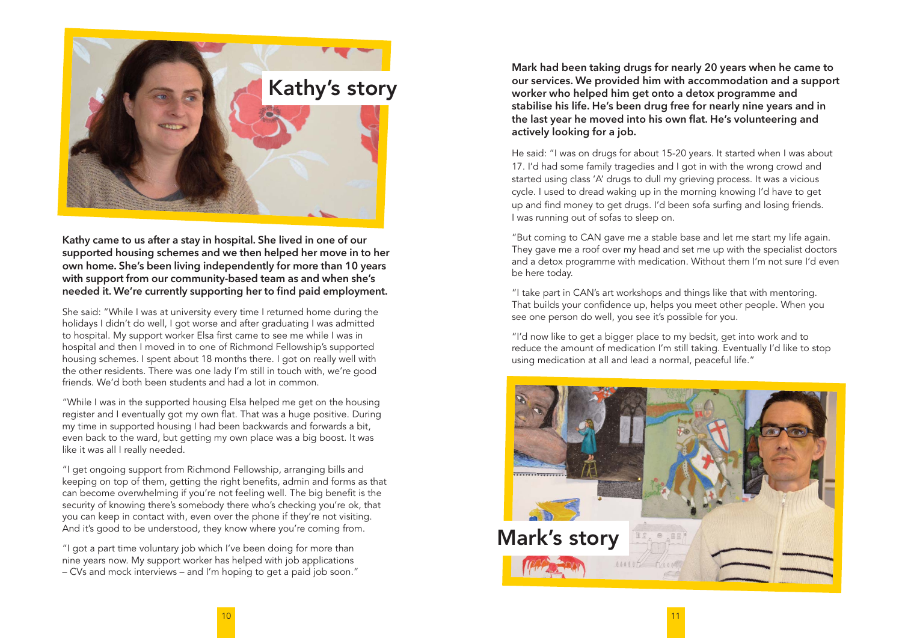## Kathy's story

**Kathy came to us after a stay in hospital. She lived in one of our supported housing schemes and we then helped her move in to her own home. She's been living independently for more than 10 years with support from our community-based team as and when she's needed it. We're currently supporting her to find paid employment.**

She said: "While I was at university every time I returned home during the holidays I didn't do well, I got worse and after graduating I was admitted to hospital. My support worker Elsa first came to see me while I was in hospital and then I moved in to one of Richmond Fellowship's supported housing schemes. I spent about 18 months there. I got on really well with the other residents. There was one lady I'm still in touch with, we're good friends. We'd both been students and had a lot in common.

"While I was in the supported housing Elsa helped me get on the housing register and I eventually got my own flat. That was a huge positive. During my time in supported housing I had been backwards and forwards a bit, even back to the ward, but getting my own place was a big boost. It was like it was all I really needed.

"I get ongoing support from Richmond Fellowship, arranging bills and keeping on top of them, getting the right benefits, admin and forms as that can become overwhelming if you're not feeling well. The big benefit is the security of knowing there's somebody there who's checking you're ok, that you can keep in contact with, even over the phone if they're not visiting. And it's good to be understood, they know where you're coming from.

"I got a part time voluntary job which I've been doing for more than nine years now. My support worker has helped with job applications – CVs and mock interviews – and I'm hoping to get a paid job soon."

## Mark's story

**Mark had been taking drugs for nearly 20 years when he came to our services. We provided him with accommodation and a support worker who helped him get onto a detox programme and stabilise his life. He's been drug free for nearly nine years and in the last year he moved into his own flat. He's volunteering and actively looking for a job.**

He said: "I was on drugs for about 15-20 years. It started when I was about 17. I'd had some family tragedies and I got in with the wrong crowd and started using class 'A' drugs to dull my grieving process. It was a vicious cycle. I used to dread waking up in the morning knowing I'd have to get up and find money to get drugs. I'd been sofa surfing and losing friends. I was running out of sofas to sleep on.

"But coming to CAN gave me a stable base and let me start my life again. They gave me a roof over my head and set me up with the specialist doctors and a detox programme with medication. Without them I'm not sure I'd even be here today.

"I take part in CAN's art workshops and things like that with mentoring. That builds your confidence up, helps you meet other people. When you see one person do well, you see it's possible for you.

"I'd now like to get a bigger place to my bedsit, get into work and to reduce the amount of medication I'm still taking. Eventually I'd like to stop using medication at all and lead a normal, peaceful life."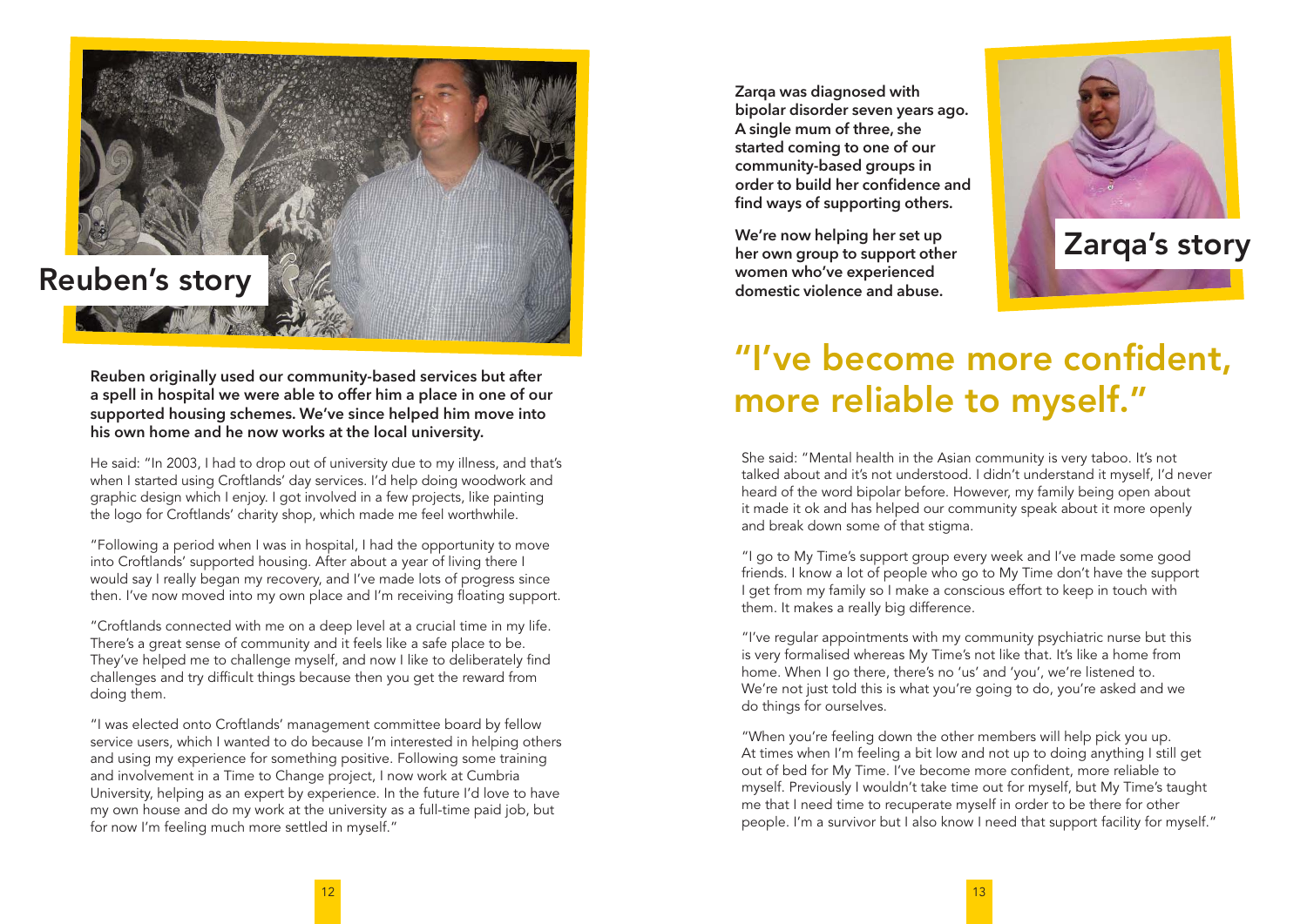## Reuben's story

**Reuben originally used our community-based services but after a spell in hospital we were able to offer him a place in one of our supported housing schemes. We've since helped him move into his own home and he now works at the local university.**

He said: "In 2003, I had to drop out of university due to my illness, and that's when I started using Croftlands' day services. I'd help doing woodwork and graphic design which I enjoy. I got involved in a few projects, like painting the logo for Croftlands' charity shop, which made me feel worthwhile.

"Following a period when I was in hospital, I had the opportunity to move into Croftlands' supported housing. After about a year of living there I would say I really began my recovery, and I've made lots of progress since then. I've now moved into my own place and I'm receiving floating support.

"Croftlands connected with me on a deep level at a crucial time in my life. There's a great sense of community and it feels like a safe place to be. They've helped me to challenge myself, and now I like to deliberately find challenges and try difficult things because then you get the reward from doing them.

"I was elected onto Croftlands' management committee board by fellow service users, which I wanted to do because I'm interested in helping others and using my experience for something positive. Following some training and involvement in a Time to Change project, I now work at Cumbria University, helping as an expert by experience. In the future I'd love to have my own house and do my work at the university as a full-time paid job, but for now I'm feeling much more settled in myself."

## Zarqa's story

**Zarqa was diagnosed with bipolar disorder seven years ago. A single mum of three, she started coming to one of our community-based groups in order to build her confidence and find ways of supporting others.**

**We're now helping her set up her own group to support other women who've experienced domestic violence and abuse.**

# "I've become more confident, more reliable to myself."

She said: "Mental health in the Asian community is very taboo. It's not talked about and it's not understood. I didn't understand it myself, I'd never heard of the word bipolar before. However, my family being open about it made it ok and has helped our community speak about it more openly and break down some of that stigma.

"I go to My Time's support group every week and I've made some good friends. I know a lot of people who go to My Time don't have the support I get from my family so I make a conscious effort to keep in touch with them. It makes a really big difference.

"I've regular appointments with my community psychiatric nurse but this is very formalised whereas My Time's not like that. It's like a home from home. When I go there, there's no 'us' and 'you', we're listened to. We're not just told this is what you're going to do, you're asked and we do things for ourselves.

"When you're feeling down the other members will help pick you up. At times when I'm feeling a bit low and not up to doing anything I still get out of bed for My Time. I've become more confident, more reliable to myself. Previously I wouldn't take time out for myself, but My Time's taught me that I need time to recuperate myself in order to be there for other people. I'm a survivor but I also know I need that support facility for myself."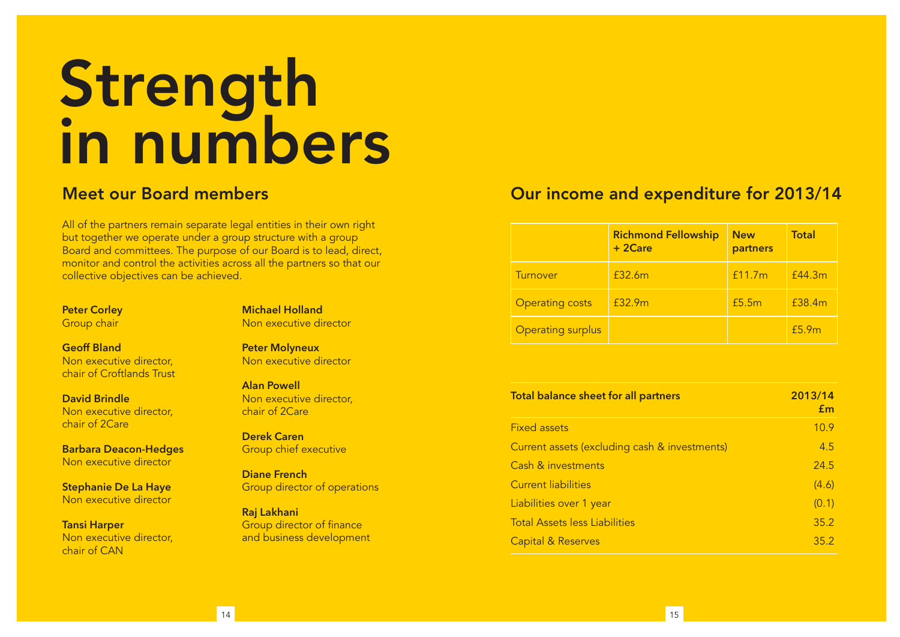# Strength in numbers

## Meet our Board members

All of the partners remain separate legal entities in their own right but together we operate under a group structure with a group Board and committees. The purpose of our Board is to lead, direct, monitor and control the activities across all the partners so that our collective objectives can be achieved.

**Peter Corley**
Group chair

**Geoff Bland**
Non executive director, chair of Croftlands Trust

**David Brindle**
Non executive director, chair of 2Care

**Barbara Deacon-Hedges**
Non executive director

**Stephanie De La Haye**
Non executive director

**Tansi Harper**
Non executive director, chair of CAN

**Michael Holland**
Non executive director

**Peter Molyneux**
Non executive director

**Alan Powell**
Non executive director, chair of 2Care

**Derek Caren**
Group chief executive

**Diane French**
Group director of operations

**Raj Lakhani**
Group director of finance and business development

## Our income and expenditure for 2013/14

| | Richmond Fellowship + 2Care | New partners | Total |
|---|---|---|---|
| Turnover | £32.6m | £11.7m | £44.3m |
| Operating costs | £32.9m | £5.5m | £38.4m |
| Operating surplus | | | £5.9m |

| Total balance sheet for all partners | 2013/14 £m |
|---|---|
| Fixed assets | 10.9 |
| Current assets (excluding cash & investments) | 4.5 |
| Cash & investments | 24.5 |
| Current liabilities | (4.6) |
| Liabilities over 1 year | (0.1) |
| Total Assets less Liabilities | 35.2 |
| Capital & Reserves | 35.2 |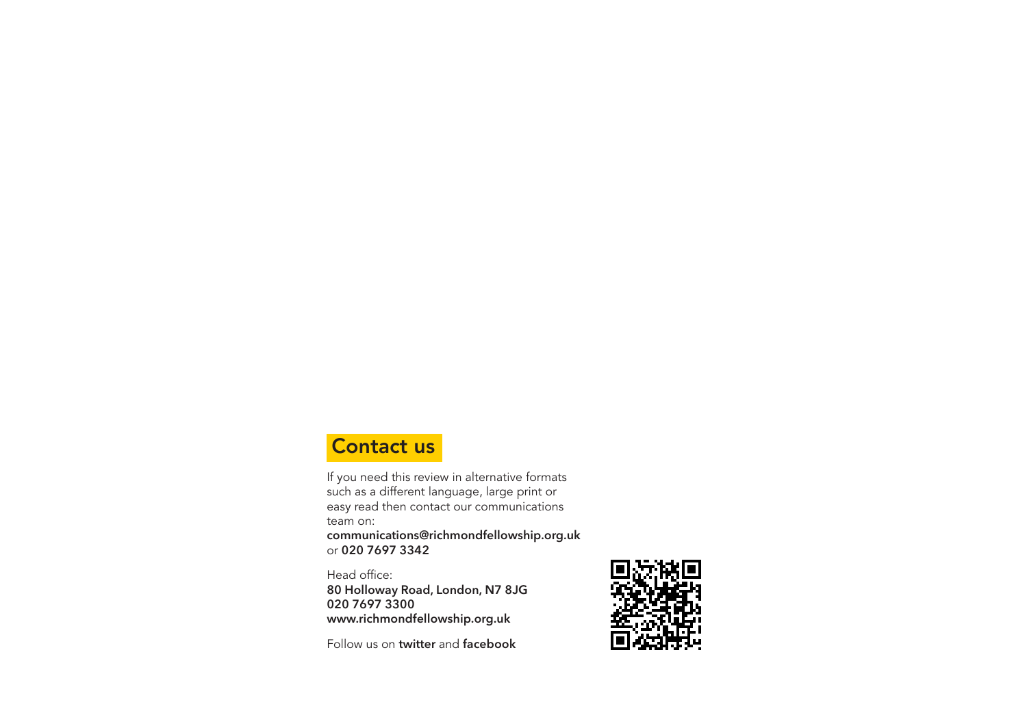## Contact us

If you need this review in alternative formats such as a different language, large print or easy read then contact our communications team on:
**communications@richmondfellowship.org.uk**
or **020 7697 3342**

Head office:
**80 Holloway Road, London, N7 8JG**
**020 7697 3300**
**www.richmondfellowship.org.uk**

Follow us on **twitter** and **facebook**